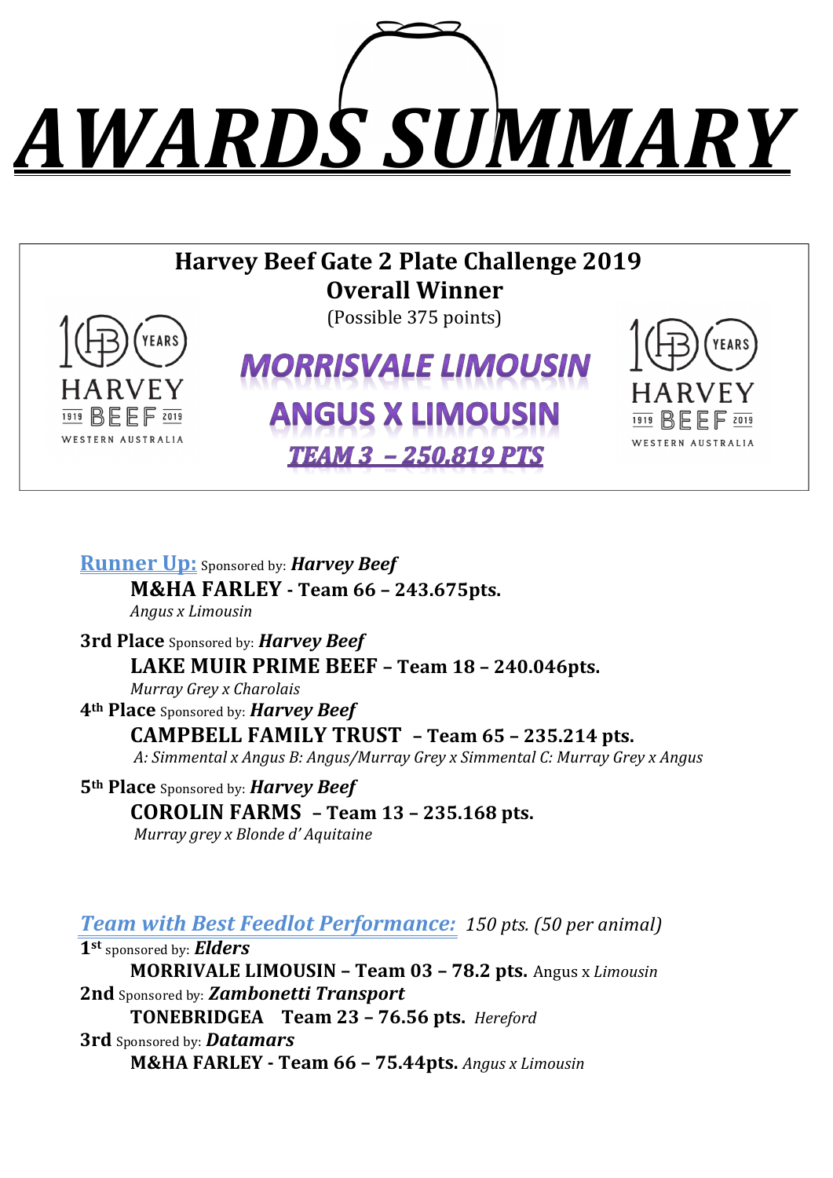# AWARDS SUMMARY

## Harvey Beef Gate 2 Plate Challenge 2019
## Overall Winner

(Possible 375 points)

HARVEY BEEF 100 YEARS 1919 2019 WESTERN AUSTRALIA

**MORRISVALE LIMOUSIN**

**ANGUS X LIMOUSIN**

***TEAM 3 – 250.819 PTS***

---

**Runner Up:** Sponsored by: ***Harvey Beef***

**M&HA FARLEY - Team 66 – 243.675pts.**
*Angus x Limousin*

**3rd Place** Sponsored by: ***Harvey Beef***

**LAKE MUIR PRIME BEEF – Team 18 – 240.046pts.**
*Murray Grey x Charolais*

**4th Place** Sponsored by: ***Harvey Beef***

**CAMPBELL FAMILY TRUST – Team 65 – 235.214 pts.**
*A: Simmental x Angus B: Angus/Murray Grey x Simmental C: Murray Grey x Angus*

**5th Place** Sponsored by: ***Harvey Beef***

**COROLIN FARMS – Team 13 – 235.168 pts.**
*Murray grey x Blonde d' Aquitaine*

***Team with Best Feedlot Performance:*** *150 pts. (50 per animal)*

**1st** sponsored by: ***Elders***
**MORRIVALE LIMOUSIN – Team 03 – 78.2 pts.** Angus x *Limousin*

**2nd** Sponsored by: ***Zambonetti Transport***
**TONEBRIDGEA Team 23 – 76.56 pts.** *Hereford*

**3rd** Sponsored by: ***Datamars***
**M&HA FARLEY - Team 66 – 75.44pts.** *Angus x Limousin*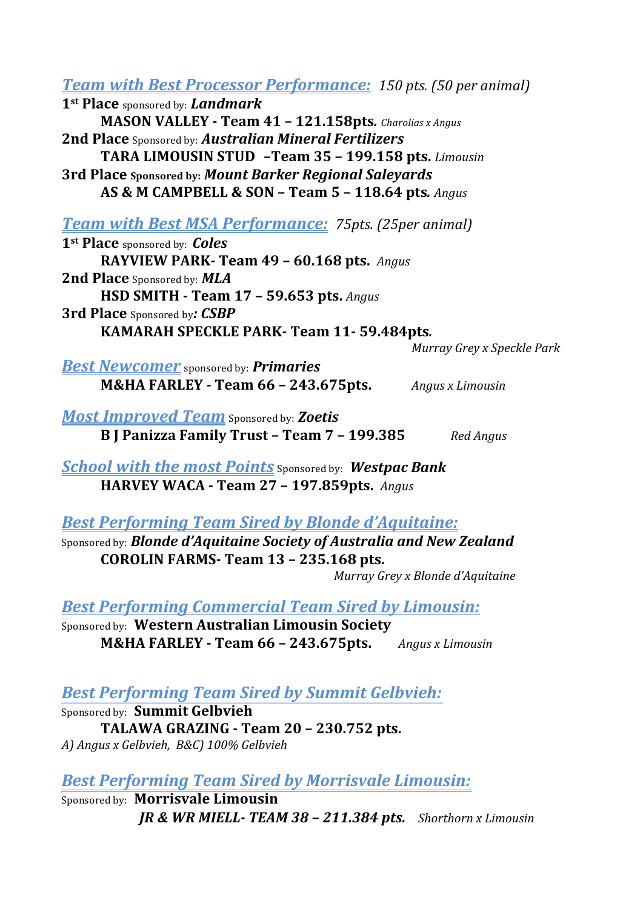***Team with Best Processor Performance:*** *150 pts. (50 per animal)*

**1st Place** sponsored by: ***Landmark***

**MASON VALLEY - Team 41 – 121.158pts.** *Charolias x Angus*

**2nd Place** Sponsored by: ***Australian Mineral Fertilizers***

**TARA LIMOUSIN STUD –Team 35 – 199.158 pts.** *Limousin*

**3rd Place Sponsored by:** ***Mount Barker Regional Saleyards***

**AS & M CAMPBELL & SON – Team 5 – 118.64 pts.** *Angus*

***Team with Best MSA Performance:*** *75pts. (25per animal)*

**1st Place** sponsored by: ***Coles***

**RAYVIEW PARK- Team 49 – 60.168 pts.** *Angus*

**2nd Place** Sponsored by: ***MLA***

**HSD SMITH - Team 17 – 59.653 pts.** *Angus*

**3rd Place** Sponsored by***: CSBP***

**KAMARAH SPECKLE PARK- Team 11- 59.484pts.**

*Murray Grey x Speckle Park*

***Best Newcomer*** sponsored by: ***Primaries***

**M&HA FARLEY - Team 66 – 243.675pts.** *Angus x Limousin*

***Most Improved Team*** Sponsored by: ***Zoetis***

**B J Panizza Family Trust – Team 7 – 199.385** *Red Angus*

***School with the most Points*** Sponsored by: ***Westpac Bank***

**HARVEY WACA - Team 27 – 197.859pts.** *Angus*

***Best Performing Team Sired by Blonde d'Aquitaine:***

Sponsored by: ***Blonde d'Aquitaine Society of Australia and New Zealand***

**COROLIN FARMS- Team 13 – 235.168 pts.**

*Murray Grey x Blonde d'Aquitaine*

***Best Performing Commercial Team Sired by Limousin:***

Sponsored by: **Western Australian Limousin Society**

**M&HA FARLEY - Team 66 – 243.675pts.** *Angus x Limousin*

***Best Performing Team Sired by Summit Gelbvieh:***

Sponsored by: **Summit Gelbvieh**

**TALAWA GRAZING - Team 20 – 230.752 pts.**

*A) Angus x Gelbvieh, B&C) 100% Gelbvieh*

***Best Performing Team Sired by Morrisvale Limousin:***

Sponsored by: **Morrisvale Limousin**

***JR & WR MIELL- TEAM 38 – 211.384 pts.*** *Shorthorn x Limousin*